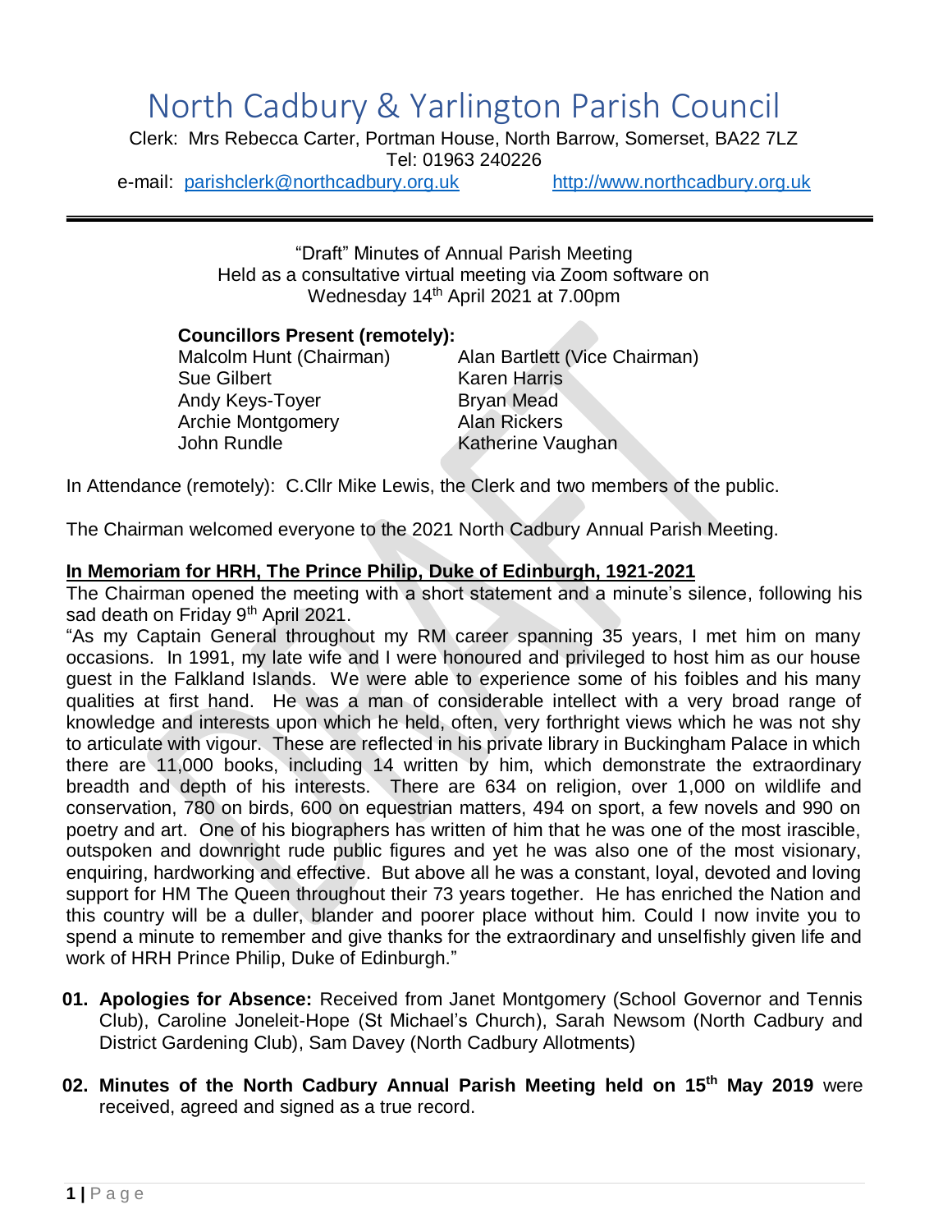# North Cadbury & Yarlington Parish Council

Clerk: Mrs Rebecca Carter, Portman House, North Barrow, Somerset, BA22 7LZ
Tel: 01963 240226
e-mail: parishclerk@northcadbury.org.uk http://www.northcadbury.org.uk

---

"Draft" Minutes of Annual Parish Meeting
Held as a consultative virtual meeting via Zoom software on
Wednesday 14th April 2021 at 7.00pm

**Councillors Present (remotely):**

| | |
|---|---|
| Malcolm Hunt (Chairman) | Alan Bartlett (Vice Chairman) |
| Sue Gilbert | Karen Harris |
| Andy Keys-Toyer | Bryan Mead |
| Archie Montgomery | Alan Rickers |
| John Rundle | Katherine Vaughan |

In Attendance (remotely): C.Cllr Mike Lewis, the Clerk and two members of the public.

The Chairman welcomed everyone to the 2021 North Cadbury Annual Parish Meeting.

**In Memoriam for HRH, The Prince Philip, Duke of Edinburgh, 1921-2021**

The Chairman opened the meeting with a short statement and a minute's silence, following his sad death on Friday 9th April 2021.

"As my Captain General throughout my RM career spanning 35 years, I met him on many occasions. In 1991, my late wife and I were honoured and privileged to host him as our house guest in the Falkland Islands. We were able to experience some of his foibles and his many qualities at first hand. He was a man of considerable intellect with a very broad range of knowledge and interests upon which he held, often, very forthright views which he was not shy to articulate with vigour. These are reflected in his private library in Buckingham Palace in which there are 11,000 books, including 14 written by him, which demonstrate the extraordinary breadth and depth of his interests. There are 634 on religion, over 1,000 on wildlife and conservation, 780 on birds, 600 on equestrian matters, 494 on sport, a few novels and 990 on poetry and art. One of his biographers has written of him that he was one of the most irascible, outspoken and downright rude public figures and yet he was also one of the most visionary, enquiring, hardworking and effective. But above all he was a constant, loyal, devoted and loving support for HM The Queen throughout their 73 years together. He has enriched the Nation and this country will be a duller, blander and poorer place without him. Could I now invite you to spend a minute to remember and give thanks for the extraordinary and unselfishly given life and work of HRH Prince Philip, Duke of Edinburgh."

**01. Apologies for Absence:** Received from Janet Montgomery (School Governor and Tennis Club), Caroline Joneleit-Hope (St Michael's Church), Sarah Newsom (North Cadbury and District Gardening Club), Sam Davey (North Cadbury Allotments)

**02. Minutes of the North Cadbury Annual Parish Meeting held on 15th May 2019** were received, agreed and signed as a true record.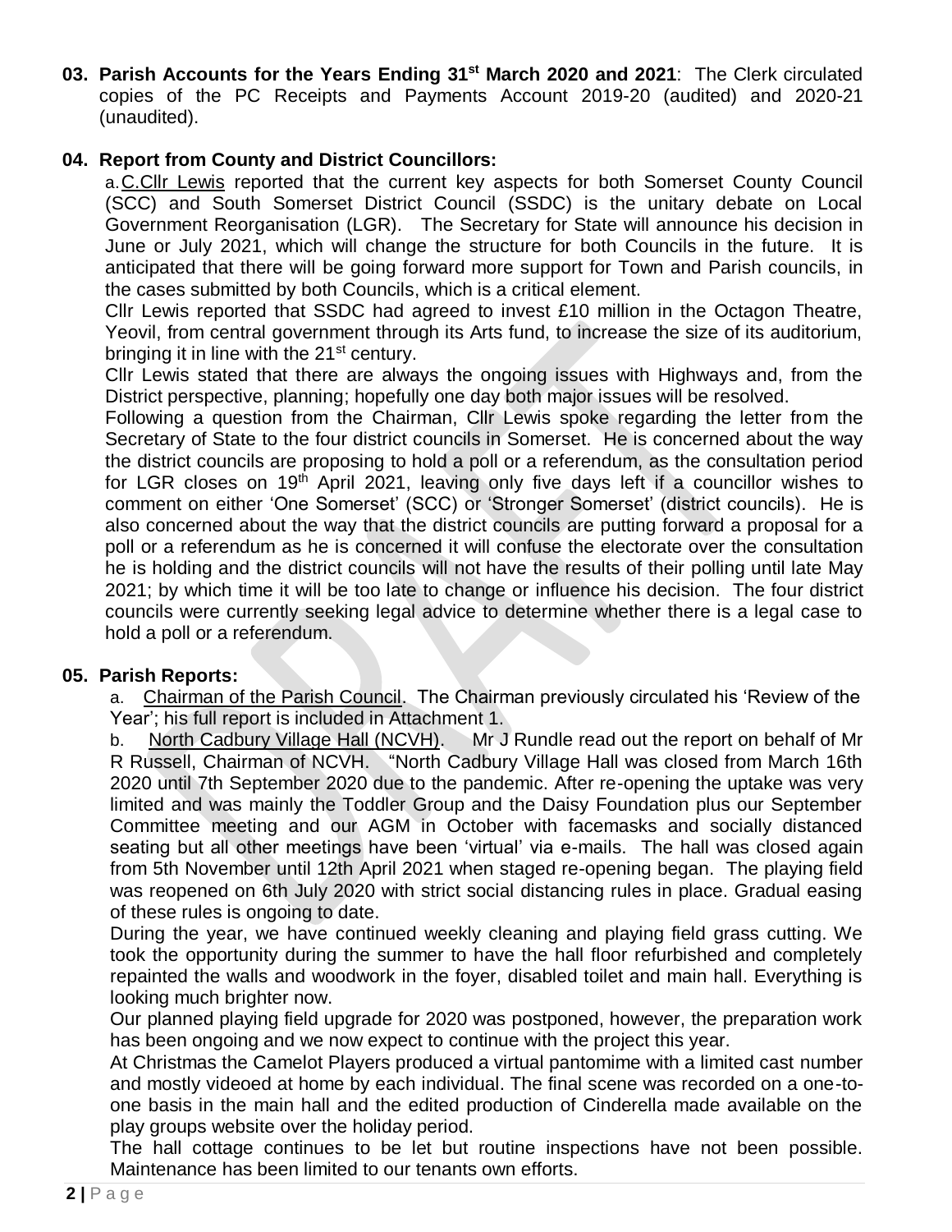**03. Parish Accounts for the Years Ending 31st March 2020 and 2021**: The Clerk circulated copies of the PC Receipts and Payments Account 2019-20 (audited) and 2020-21 (unaudited).

**04. Report from County and District Councillors:**

a. C.Cllr Lewis reported that the current key aspects for both Somerset County Council (SCC) and South Somerset District Council (SSDC) is the unitary debate on Local Government Reorganisation (LGR). The Secretary for State will announce his decision in June or July 2021, which will change the structure for both Councils in the future. It is anticipated that there will be going forward more support for Town and Parish councils, in the cases submitted by both Councils, which is a critical element.

Cllr Lewis reported that SSDC had agreed to invest £10 million in the Octagon Theatre, Yeovil, from central government through its Arts fund, to increase the size of its auditorium, bringing it in line with the 21st century.

Cllr Lewis stated that there are always the ongoing issues with Highways and, from the District perspective, planning; hopefully one day both major issues will be resolved.

Following a question from the Chairman, Cllr Lewis spoke regarding the letter from the Secretary of State to the four district councils in Somerset. He is concerned about the way the district councils are proposing to hold a poll or a referendum, as the consultation period for LGR closes on 19th April 2021, leaving only five days left if a councillor wishes to comment on either 'One Somerset' (SCC) or 'Stronger Somerset' (district councils). He is also concerned about the way that the district councils are putting forward a proposal for a poll or a referendum as he is concerned it will confuse the electorate over the consultation he is holding and the district councils will not have the results of their polling until late May 2021; by which time it will be too late to change or influence his decision. The four district councils were currently seeking legal advice to determine whether there is a legal case to hold a poll or a referendum.

**05. Parish Reports:**

a. Chairman of the Parish Council. The Chairman previously circulated his 'Review of the Year'; his full report is included in Attachment 1.

b. North Cadbury Village Hall (NCVH). Mr J Rundle read out the report on behalf of Mr R Russell, Chairman of NCVH. "North Cadbury Village Hall was closed from March 16th 2020 until 7th September 2020 due to the pandemic. After re-opening the uptake was very limited and was mainly the Toddler Group and the Daisy Foundation plus our September Committee meeting and our AGM in October with facemasks and socially distanced seating but all other meetings have been 'virtual' via e-mails. The hall was closed again from 5th November until 12th April 2021 when staged re-opening began. The playing field was reopened on 6th July 2020 with strict social distancing rules in place. Gradual easing of these rules is ongoing to date.

During the year, we have continued weekly cleaning and playing field grass cutting. We took the opportunity during the summer to have the hall floor refurbished and completely repainted the walls and woodwork in the foyer, disabled toilet and main hall. Everything is looking much brighter now.

Our planned playing field upgrade for 2020 was postponed, however, the preparation work has been ongoing and we now expect to continue with the project this year.

At Christmas the Camelot Players produced a virtual pantomime with a limited cast number and mostly videoed at home by each individual. The final scene was recorded on a one-to-one basis in the main hall and the edited production of Cinderella made available on the play groups website over the holiday period.

The hall cottage continues to be let but routine inspections have not been possible. Maintenance has been limited to our tenants own efforts.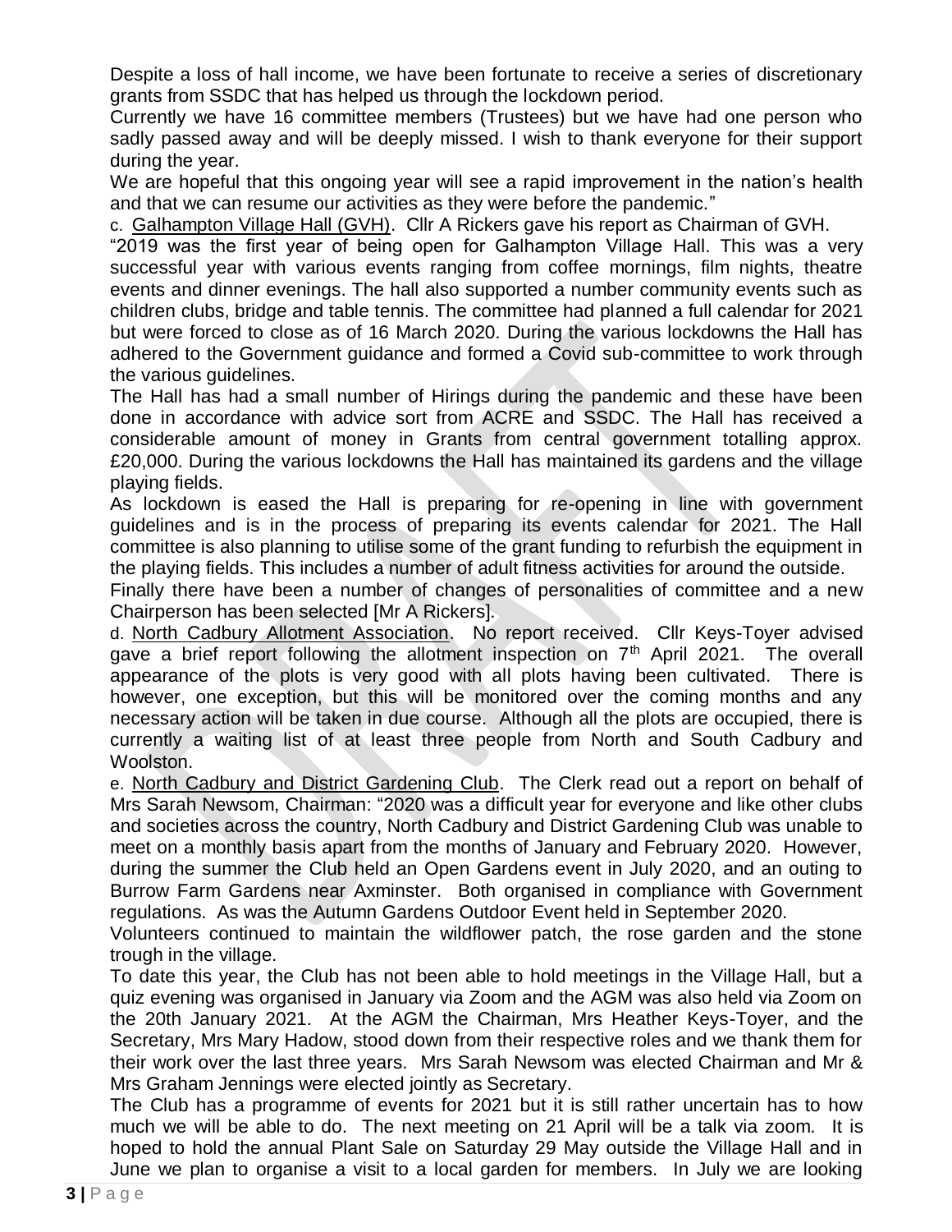Despite a loss of hall income, we have been fortunate to receive a series of discretionary grants from SSDC that has helped us through the lockdown period.

Currently we have 16 committee members (Trustees) but we have had one person who sadly passed away and will be deeply missed. I wish to thank everyone for their support during the year.

We are hopeful that this ongoing year will see a rapid improvement in the nation's health and that we can resume our activities as they were before the pandemic."

c. Galhampton Village Hall (GVH). Cllr A Rickers gave his report as Chairman of GVH.

"2019 was the first year of being open for Galhampton Village Hall. This was a very successful year with various events ranging from coffee mornings, film nights, theatre events and dinner evenings. The hall also supported a number community events such as children clubs, bridge and table tennis. The committee had planned a full calendar for 2021 but were forced to close as of 16 March 2020. During the various lockdowns the Hall has adhered to the Government guidance and formed a Covid sub-committee to work through the various guidelines.

The Hall has had a small number of Hirings during the pandemic and these have been done in accordance with advice sort from ACRE and SSDC. The Hall has received a considerable amount of money in Grants from central government totalling approx. £20,000. During the various lockdowns the Hall has maintained its gardens and the village playing fields.

As lockdown is eased the Hall is preparing for re-opening in line with government guidelines and is in the process of preparing its events calendar for 2021. The Hall committee is also planning to utilise some of the grant funding to refurbish the equipment in the playing fields. This includes a number of adult fitness activities for around the outside.

Finally there have been a number of changes of personalities of committee and a new Chairperson has been selected [Mr A Rickers].

d. North Cadbury Allotment Association. No report received. Cllr Keys-Toyer advised gave a brief report following the allotment inspection on 7th April 2021. The overall appearance of the plots is very good with all plots having been cultivated. There is however, one exception, but this will be monitored over the coming months and any necessary action will be taken in due course. Although all the plots are occupied, there is currently a waiting list of at least three people from North and South Cadbury and Woolston.

e. North Cadbury and District Gardening Club. The Clerk read out a report on behalf of Mrs Sarah Newsom, Chairman: "2020 was a difficult year for everyone and like other clubs and societies across the country, North Cadbury and District Gardening Club was unable to meet on a monthly basis apart from the months of January and February 2020. However, during the summer the Club held an Open Gardens event in July 2020, and an outing to Burrow Farm Gardens near Axminster. Both organised in compliance with Government regulations. As was the Autumn Gardens Outdoor Event held in September 2020.

Volunteers continued to maintain the wildflower patch, the rose garden and the stone trough in the village.

To date this year, the Club has not been able to hold meetings in the Village Hall, but a quiz evening was organised in January via Zoom and the AGM was also held via Zoom on the 20th January 2021. At the AGM the Chairman, Mrs Heather Keys-Toyer, and the Secretary, Mrs Mary Hadow, stood down from their respective roles and we thank them for their work over the last three years. Mrs Sarah Newsom was elected Chairman and Mr & Mrs Graham Jennings were elected jointly as Secretary.

The Club has a programme of events for 2021 but it is still rather uncertain has to how much we will be able to do. The next meeting on 21 April will be a talk via zoom. It is hoped to hold the annual Plant Sale on Saturday 29 May outside the Village Hall and in June we plan to organise a visit to a local garden for members. In July we are looking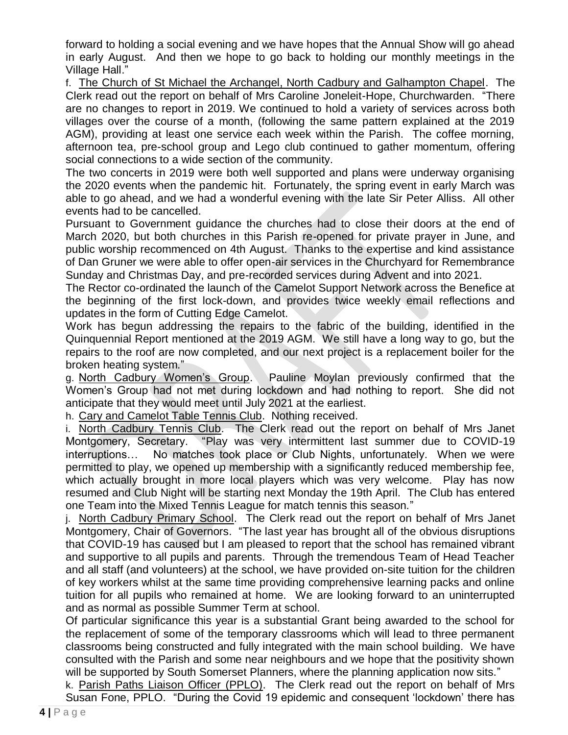forward to holding a social evening and we have hopes that the Annual Show will go ahead in early August. And then we hope to go back to holding our monthly meetings in the Village Hall."

f. The Church of St Michael the Archangel, North Cadbury and Galhampton Chapel. The Clerk read out the report on behalf of Mrs Caroline Joneleit-Hope, Churchwarden. "There are no changes to report in 2019. We continued to hold a variety of services across both villages over the course of a month, (following the same pattern explained at the 2019 AGM), providing at least one service each week within the Parish. The coffee morning, afternoon tea, pre-school group and Lego club continued to gather momentum, offering social connections to a wide section of the community.

The two concerts in 2019 were both well supported and plans were underway organising the 2020 events when the pandemic hit. Fortunately, the spring event in early March was able to go ahead, and we had a wonderful evening with the late Sir Peter Alliss. All other events had to be cancelled.

Pursuant to Government guidance the churches had to close their doors at the end of March 2020, but both churches in this Parish re-opened for private prayer in June, and public worship recommenced on 4th August. Thanks to the expertise and kind assistance of Dan Gruner we were able to offer open-air services in the Churchyard for Remembrance Sunday and Christmas Day, and pre-recorded services during Advent and into 2021.

The Rector co-ordinated the launch of the Camelot Support Network across the Benefice at the beginning of the first lock-down, and provides twice weekly email reflections and updates in the form of Cutting Edge Camelot.

Work has begun addressing the repairs to the fabric of the building, identified in the Quinquennial Report mentioned at the 2019 AGM. We still have a long way to go, but the repairs to the roof are now completed, and our next project is a replacement boiler for the broken heating system."

g. North Cadbury Women's Group. Pauline Moylan previously confirmed that the Women's Group had not met during lockdown and had nothing to report. She did not anticipate that they would meet until July 2021 at the earliest.

h. Cary and Camelot Table Tennis Club. Nothing received.

i. North Cadbury Tennis Club. The Clerk read out the report on behalf of Mrs Janet Montgomery, Secretary. "Play was very intermittent last summer due to COVID-19 interruptions… No matches took place or Club Nights, unfortunately. When we were permitted to play, we opened up membership with a significantly reduced membership fee, which actually brought in more local players which was very welcome. Play has now resumed and Club Night will be starting next Monday the 19th April. The Club has entered one Team into the Mixed Tennis League for match tennis this season."

j. North Cadbury Primary School. The Clerk read out the report on behalf of Mrs Janet Montgomery, Chair of Governors. "The last year has brought all of the obvious disruptions that COVID-19 has caused but I am pleased to report that the school has remained vibrant and supportive to all pupils and parents. Through the tremendous Team of Head Teacher and all staff (and volunteers) at the school, we have provided on-site tuition for the children of key workers whilst at the same time providing comprehensive learning packs and online tuition for all pupils who remained at home. We are looking forward to an uninterrupted and as normal as possible Summer Term at school.

Of particular significance this year is a substantial Grant being awarded to the school for the replacement of some of the temporary classrooms which will lead to three permanent classrooms being constructed and fully integrated with the main school building. We have consulted with the Parish and some near neighbours and we hope that the positivity shown will be supported by South Somerset Planners, where the planning application now sits."

k. Parish Paths Liaison Officer (PPLO). The Clerk read out the report on behalf of Mrs Susan Fone, PPLO. "During the Covid 19 epidemic and consequent 'lockdown' there has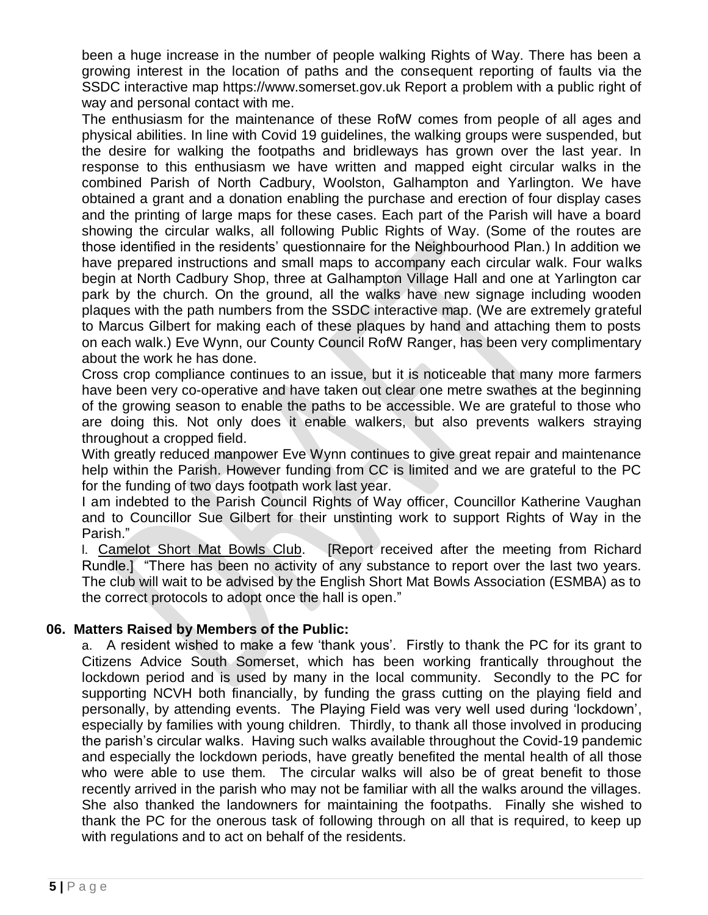been a huge increase in the number of people walking Rights of Way. There has been a growing interest in the location of paths and the consequent reporting of faults via the SSDC interactive map https://www.somerset.gov.uk Report a problem with a public right of way and personal contact with me.

The enthusiasm for the maintenance of these RofW comes from people of all ages and physical abilities. In line with Covid 19 guidelines, the walking groups were suspended, but the desire for walking the footpaths and bridleways has grown over the last year. In response to this enthusiasm we have written and mapped eight circular walks in the combined Parish of North Cadbury, Woolston, Galhampton and Yarlington. We have obtained a grant and a donation enabling the purchase and erection of four display cases and the printing of large maps for these cases. Each part of the Parish will have a board showing the circular walks, all following Public Rights of Way. (Some of the routes are those identified in the residents' questionnaire for the Neighbourhood Plan.) In addition we have prepared instructions and small maps to accompany each circular walk. Four walks begin at North Cadbury Shop, three at Galhampton Village Hall and one at Yarlington car park by the church. On the ground, all the walks have new signage including wooden plaques with the path numbers from the SSDC interactive map. (We are extremely grateful to Marcus Gilbert for making each of these plaques by hand and attaching them to posts on each walk.) Eve Wynn, our County Council RofW Ranger, has been very complimentary about the work he has done.

Cross crop compliance continues to an issue, but it is noticeable that many more farmers have been very co-operative and have taken out clear one metre swathes at the beginning of the growing season to enable the paths to be accessible. We are grateful to those who are doing this. Not only does it enable walkers, but also prevents walkers straying throughout a cropped field.

With greatly reduced manpower Eve Wynn continues to give great repair and maintenance help within the Parish. However funding from CC is limited and we are grateful to the PC for the funding of two days footpath work last year.

I am indebted to the Parish Council Rights of Way officer, Councillor Katherine Vaughan and to Councillor Sue Gilbert for their unstinting work to support Rights of Way in the Parish."

l. Camelot Short Mat Bowls Club. [Report received after the meeting from Richard Rundle.] "There has been no activity of any substance to report over the last two years. The club will wait to be advised by the English Short Mat Bowls Association (ESMBA) as to the correct protocols to adopt once the hall is open."

**06. Matters Raised by Members of the Public:**

a. A resident wished to make a few 'thank yous'. Firstly to thank the PC for its grant to Citizens Advice South Somerset, which has been working frantically throughout the lockdown period and is used by many in the local community. Secondly to the PC for supporting NCVH both financially, by funding the grass cutting on the playing field and personally, by attending events. The Playing Field was very well used during 'lockdown', especially by families with young children. Thirdly, to thank all those involved in producing the parish's circular walks. Having such walks available throughout the Covid-19 pandemic and especially the lockdown periods, have greatly benefited the mental health of all those who were able to use them. The circular walks will also be of great benefit to those recently arrived in the parish who may not be familiar with all the walks around the villages. She also thanked the landowners for maintaining the footpaths. Finally she wished to thank the PC for the onerous task of following through on all that is required, to keep up with regulations and to act on behalf of the residents.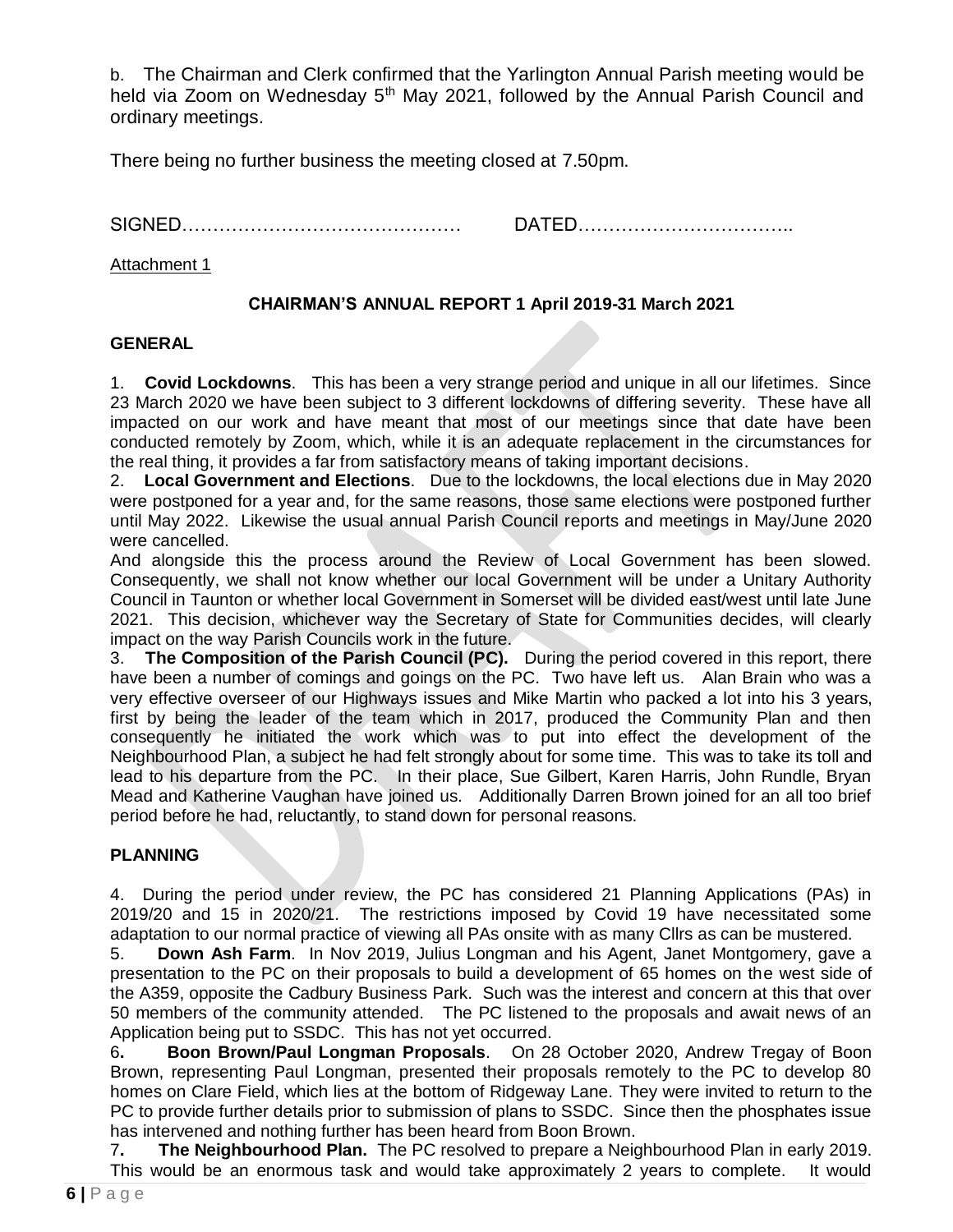b. The Chairman and Clerk confirmed that the Yarlington Annual Parish meeting would be held via Zoom on Wednesday 5th May 2021, followed by the Annual Parish Council and ordinary meetings.

There being no further business the meeting closed at 7.50pm.

SIGNED……………………………………… DATED……………………………..

Attachment 1

**CHAIRMAN'S ANNUAL REPORT 1 April 2019-31 March 2021**

**GENERAL**

1. **Covid Lockdowns**. This has been a very strange period and unique in all our lifetimes. Since 23 March 2020 we have been subject to 3 different lockdowns of differing severity. These have all impacted on our work and have meant that most of our meetings since that date have been conducted remotely by Zoom, which, while it is an adequate replacement in the circumstances for the real thing, it provides a far from satisfactory means of taking important decisions.

2. **Local Government and Elections**. Due to the lockdowns, the local elections due in May 2020 were postponed for a year and, for the same reasons, those same elections were postponed further until May 2022. Likewise the usual annual Parish Council reports and meetings in May/June 2020 were cancelled.

And alongside this the process around the Review of Local Government has been slowed. Consequently, we shall not know whether our local Government will be under a Unitary Authority Council in Taunton or whether local Government in Somerset will be divided east/west until late June 2021. This decision, whichever way the Secretary of State for Communities decides, will clearly impact on the way Parish Councils work in the future.

3. **The Composition of the Parish Council (PC).** During the period covered in this report, there have been a number of comings and goings on the PC. Two have left us. Alan Brain who was a very effective overseer of our Highways issues and Mike Martin who packed a lot into his 3 years, first by being the leader of the team which in 2017, produced the Community Plan and then consequently he initiated the work which was to put into effect the development of the Neighbourhood Plan, a subject he had felt strongly about for some time. This was to take its toll and lead to his departure from the PC. In their place, Sue Gilbert, Karen Harris, John Rundle, Bryan Mead and Katherine Vaughan have joined us. Additionally Darren Brown joined for an all too brief period before he had, reluctantly, to stand down for personal reasons.

**PLANNING**

4. During the period under review, the PC has considered 21 Planning Applications (PAs) in 2019/20 and 15 in 2020/21. The restrictions imposed by Covid 19 have necessitated some adaptation to our normal practice of viewing all PAs onsite with as many Cllrs as can be mustered.

5. **Down Ash Farm**. In Nov 2019, Julius Longman and his Agent, Janet Montgomery, gave a presentation to the PC on their proposals to build a development of 65 homes on the west side of the A359, opposite the Cadbury Business Park. Such was the interest and concern at this that over 50 members of the community attended. The PC listened to the proposals and await news of an Application being put to SSDC. This has not yet occurred.

6. **Boon Brown/Paul Longman Proposals**. On 28 October 2020, Andrew Tregay of Boon Brown, representing Paul Longman, presented their proposals remotely to the PC to develop 80 homes on Clare Field, which lies at the bottom of Ridgeway Lane. They were invited to return to the PC to provide further details prior to submission of plans to SSDC. Since then the phosphates issue has intervened and nothing further has been heard from Boon Brown.

7. **The Neighbourhood Plan.** The PC resolved to prepare a Neighbourhood Plan in early 2019. This would be an enormous task and would take approximately 2 years to complete. It would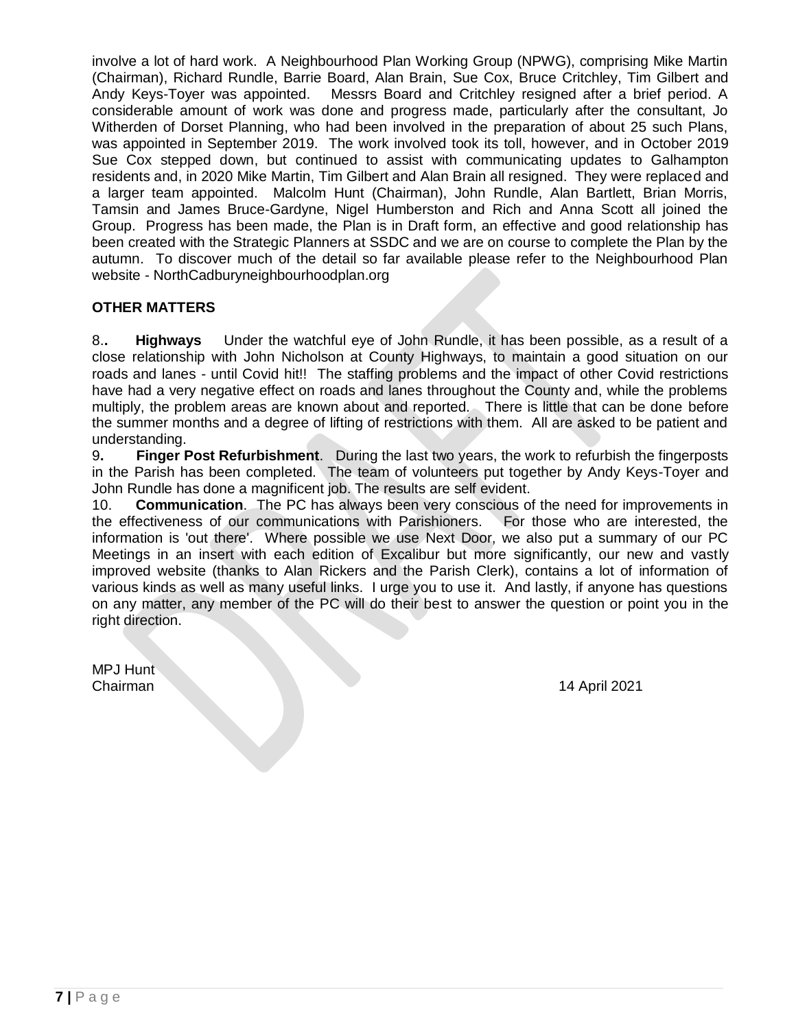involve a lot of hard work. A Neighbourhood Plan Working Group (NPWG), comprising Mike Martin (Chairman), Richard Rundle, Barrie Board, Alan Brain, Sue Cox, Bruce Critchley, Tim Gilbert and Andy Keys-Toyer was appointed. Messrs Board and Critchley resigned after a brief period. A considerable amount of work was done and progress made, particularly after the consultant, Jo Witherden of Dorset Planning, who had been involved in the preparation of about 25 such Plans, was appointed in September 2019. The work involved took its toll, however, and in October 2019 Sue Cox stepped down, but continued to assist with communicating updates to Galhampton residents and, in 2020 Mike Martin, Tim Gilbert and Alan Brain all resigned. They were replaced and a larger team appointed. Malcolm Hunt (Chairman), John Rundle, Alan Bartlett, Brian Morris, Tamsin and James Bruce-Gardyne, Nigel Humberston and Rich and Anna Scott all joined the Group. Progress has been made, the Plan is in Draft form, an effective and good relationship has been created with the Strategic Planners at SSDC and we are on course to complete the Plan by the autumn. To discover much of the detail so far available please refer to the Neighbourhood Plan website - NorthCadburyneighbourhoodplan.org

## OTHER MATTERS

8.. **Highways** Under the watchful eye of John Rundle, it has been possible, as a result of a close relationship with John Nicholson at County Highways, to maintain a good situation on our roads and lanes - until Covid hit!! The staffing problems and the impact of other Covid restrictions have had a very negative effect on roads and lanes throughout the County and, while the problems multiply, the problem areas are known about and reported. There is little that can be done before the summer months and a degree of lifting of restrictions with them. All are asked to be patient and understanding.

9**.** **Finger Post Refurbishment**. During the last two years, the work to refurbish the fingerposts in the Parish has been completed. The team of volunteers put together by Andy Keys-Toyer and John Rundle has done a magnificent job. The results are self evident.

10. **Communication**. The PC has always been very conscious of the need for improvements in the effectiveness of our communications with Parishioners. For those who are interested, the information is 'out there'. Where possible we use Next Door, we also put a summary of our PC Meetings in an insert with each edition of Excalibur but more significantly, our new and vastly improved website (thanks to Alan Rickers and the Parish Clerk), contains a lot of information of various kinds as well as many useful links. I urge you to use it. And lastly, if anyone has questions on any matter, any member of the PC will do their best to answer the question or point you in the right direction.

MPJ Hunt
Chairman 14 April 2021